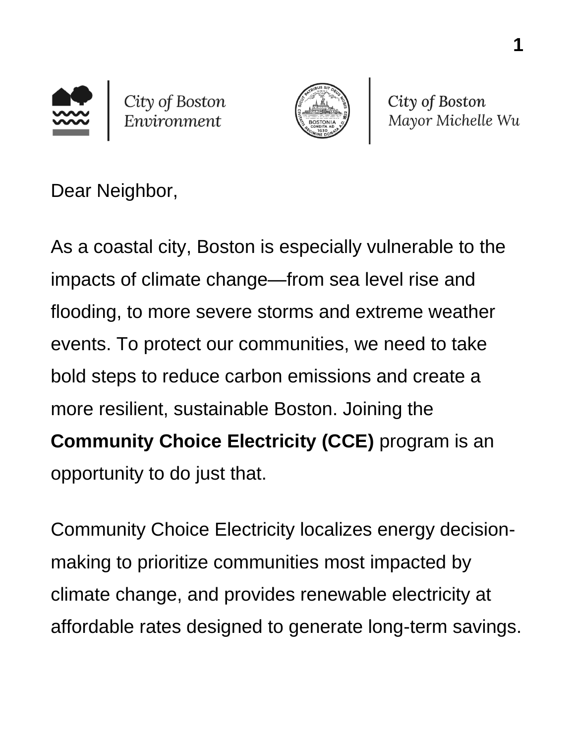City of Boston Environment

City of Boston Mayor Michelle Wu

Dear Neighbor,

As a coastal city, Boston is especially vulnerable to the impacts of climate change—from sea level rise and flooding, to more severe storms and extreme weather events. To protect our communities, we need to take bold steps to reduce carbon emissions and create a more resilient, sustainable Boston. Joining the **Community Choice Electricity (CCE)** program is an opportunity to do just that.

Community Choice Electricity localizes energy decision-making to prioritize communities most impacted by climate change, and provides renewable electricity at affordable rates designed to generate long-term savings.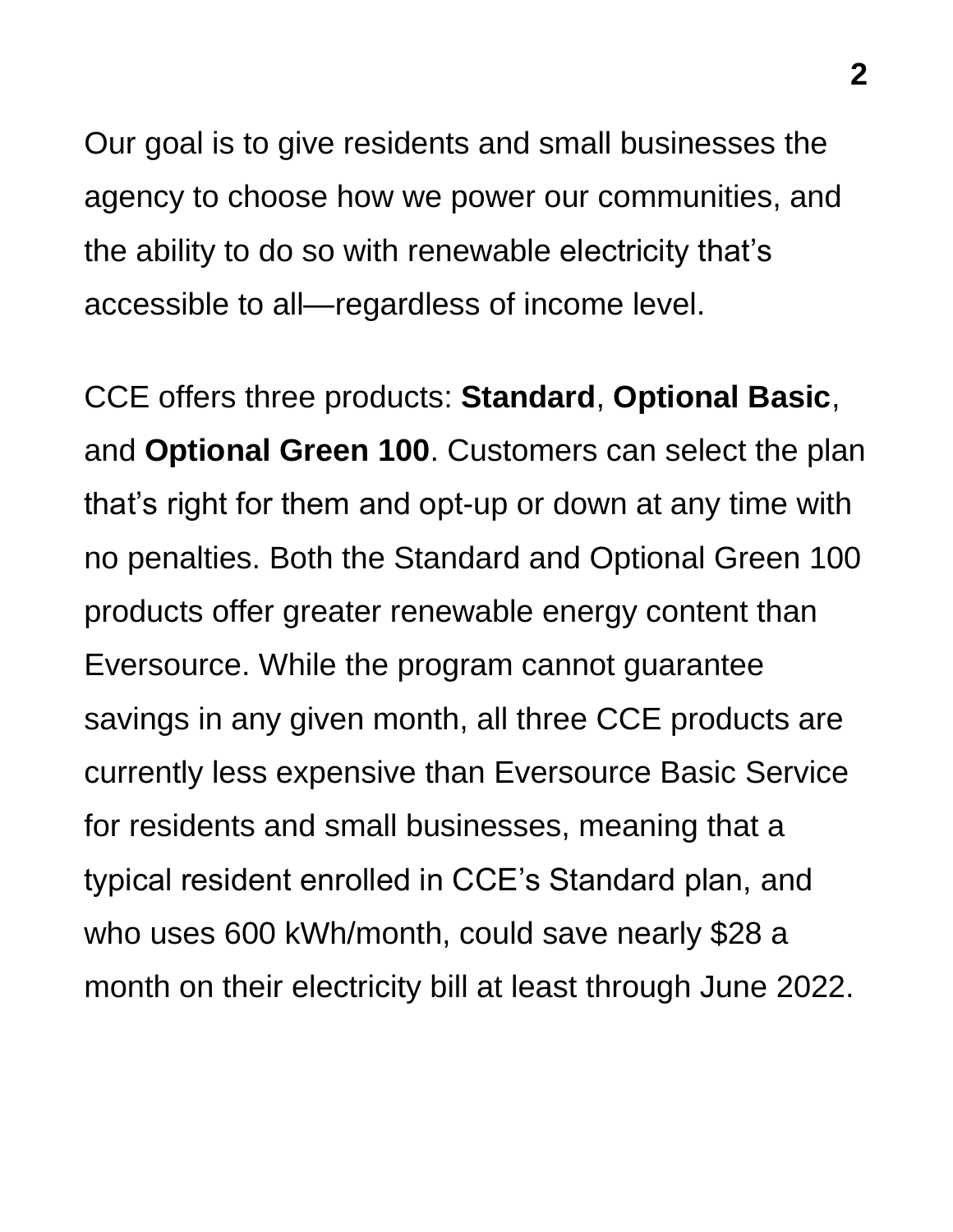Our goal is to give residents and small businesses the agency to choose how we power our communities, and the ability to do so with renewable electricity that's accessible to all—regardless of income level.

CCE offers three products: **Standard**, **Optional Basic**, and **Optional Green 100**. Customers can select the plan that's right for them and opt-up or down at any time with no penalties. Both the Standard and Optional Green 100 products offer greater renewable energy content than Eversource. While the program cannot guarantee savings in any given month, all three CCE products are currently less expensive than Eversource Basic Service for residents and small businesses, meaning that a typical resident enrolled in CCE's Standard plan, and who uses 600 kWh/month, could save nearly $28 a month on their electricity bill at least through June 2022.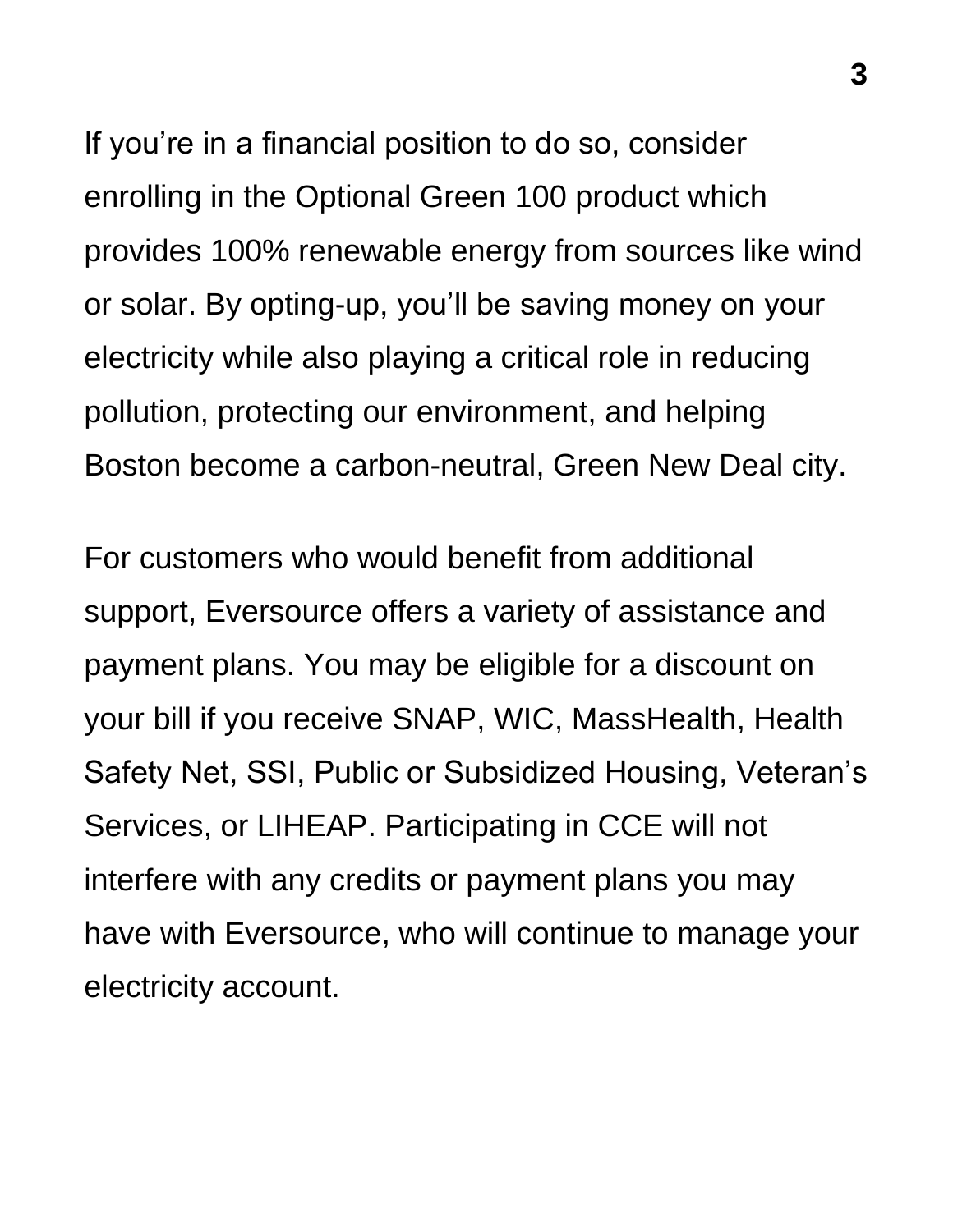If you're in a financial position to do so, consider enrolling in the Optional Green 100 product which provides 100% renewable energy from sources like wind or solar. By opting-up, you'll be saving money on your electricity while also playing a critical role in reducing pollution, protecting our environment, and helping Boston become a carbon-neutral, Green New Deal city.

For customers who would benefit from additional support, Eversource offers a variety of assistance and payment plans. You may be eligible for a discount on your bill if you receive SNAP, WIC, MassHealth, Health Safety Net, SSI, Public or Subsidized Housing, Veteran's Services, or LIHEAP. Participating in CCE will not interfere with any credits or payment plans you may have with Eversource, who will continue to manage your electricity account.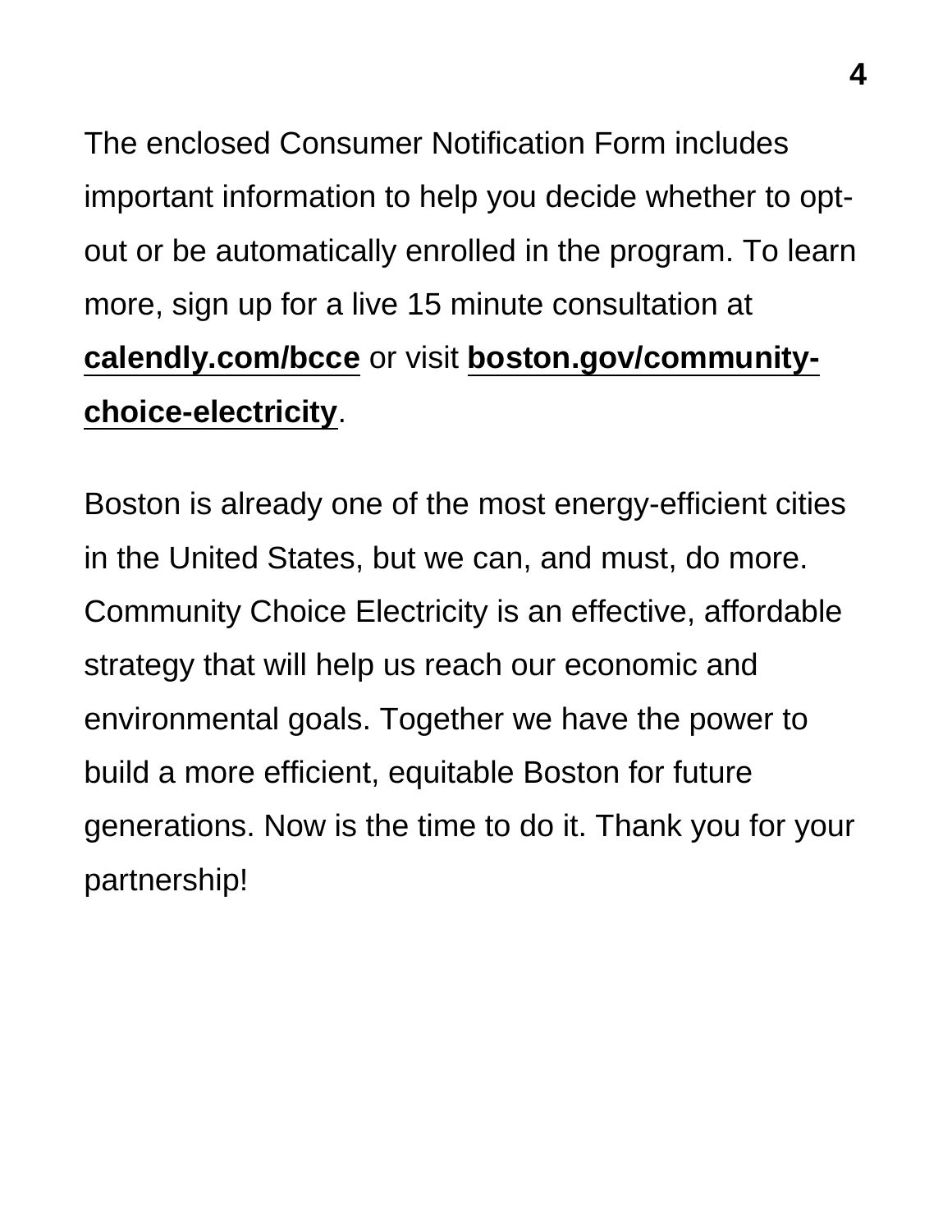The enclosed Consumer Notification Form includes important information to help you decide whether to opt-out or be automatically enrolled in the program. To learn more, sign up for a live 15 minute consultation at **calendly.com/bcce** or visit **boston.gov/community-choice-electricity**.

Boston is already one of the most energy-efficient cities in the United States, but we can, and must, do more. Community Choice Electricity is an effective, affordable strategy that will help us reach our economic and environmental goals. Together we have the power to build a more efficient, equitable Boston for future generations. Now is the time to do it. Thank you for your partnership!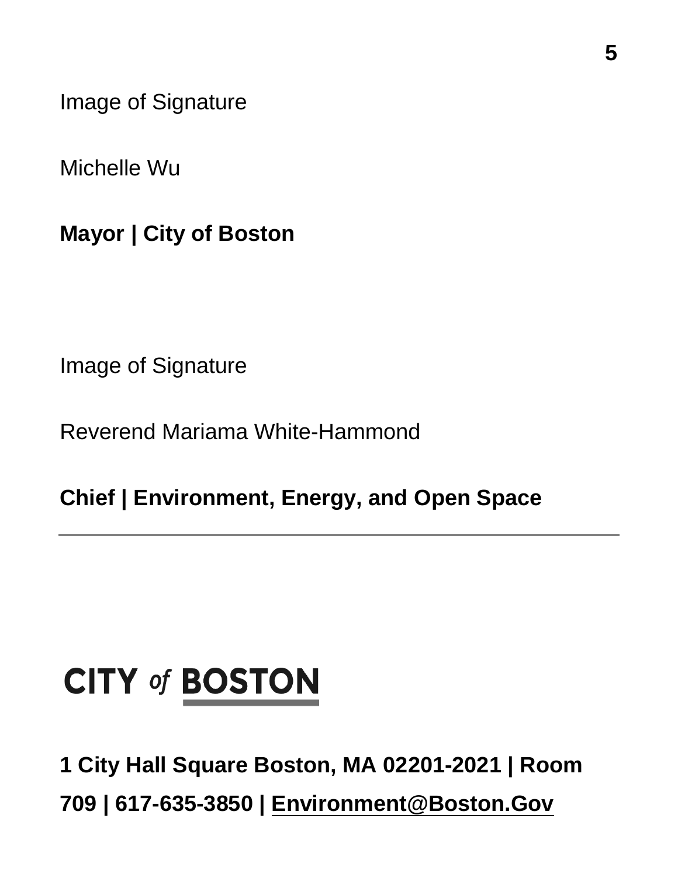Image of Signature

Michelle Wu

**Mayor | City of Boston**

Image of Signature

Reverend Mariama White-Hammond

**Chief | Environment, Energy, and Open Space**

---

CITY *of* BOSTON

**1 City Hall Square Boston, MA 02201-2021 | Room 709 | 617-635-3850 | Environment@Boston.Gov**